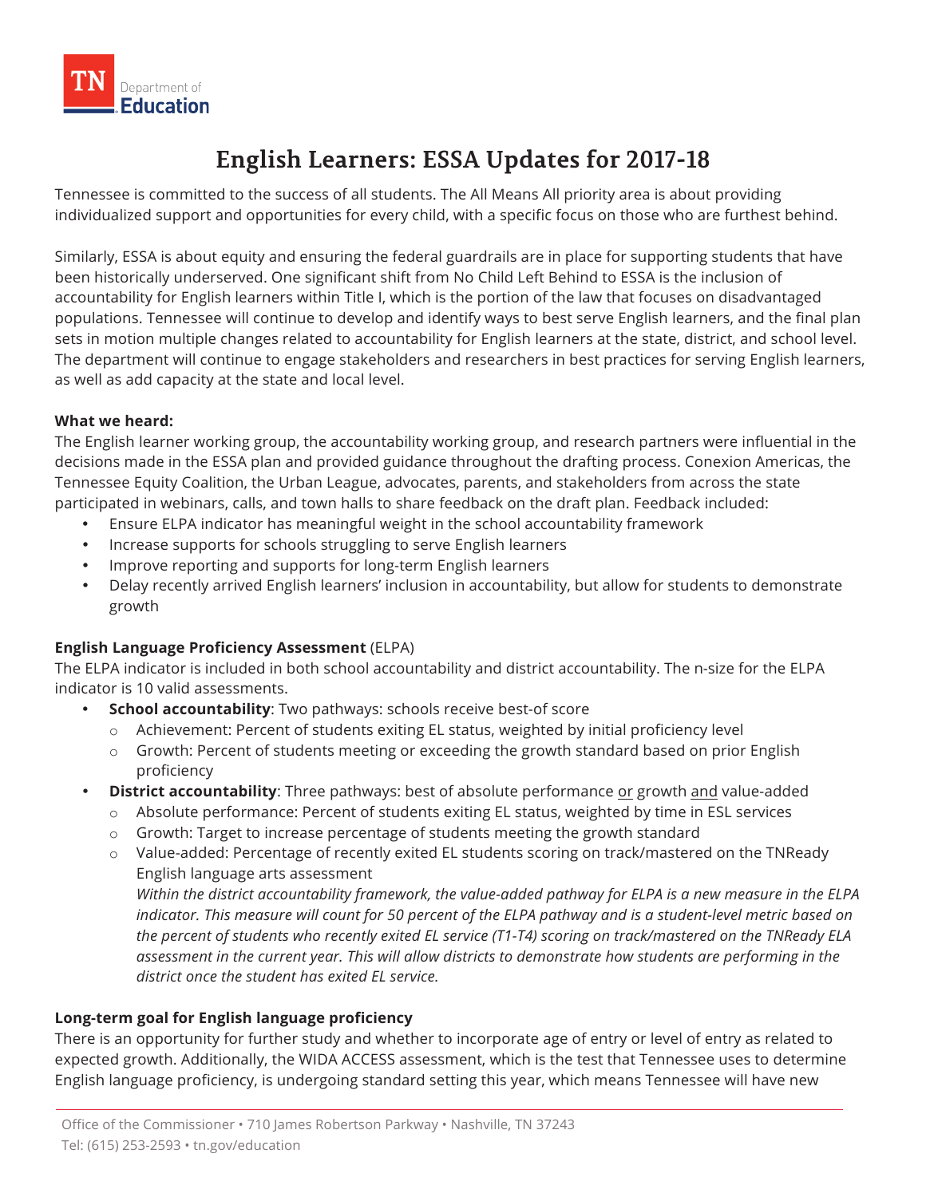# English Learners: ESSA Updates for 2017-18

Tennessee is committed to the success of all students. The All Means All priority area is about providing individualized support and opportunities for every child, with a specific focus on those who are furthest behind.

Similarly, ESSA is about equity and ensuring the federal guardrails are in place for supporting students that have been historically underserved. One significant shift from No Child Left Behind to ESSA is the inclusion of accountability for English learners within Title I, which is the portion of the law that focuses on disadvantaged populations. Tennessee will continue to develop and identify ways to best serve English learners, and the final plan sets in motion multiple changes related to accountability for English learners at the state, district, and school level. The department will continue to engage stakeholders and researchers in best practices for serving English learners, as well as add capacity at the state and local level.

**What we heard:**

The English learner working group, the accountability working group, and research partners were influential in the decisions made in the ESSA plan and provided guidance throughout the drafting process. Conexion Americas, the Tennessee Equity Coalition, the Urban League, advocates, parents, and stakeholders from across the state participated in webinars, calls, and town halls to share feedback on the draft plan. Feedback included:

- Ensure ELPA indicator has meaningful weight in the school accountability framework
- Increase supports for schools struggling to serve English learners
- Improve reporting and supports for long-term English learners
- Delay recently arrived English learners' inclusion in accountability, but allow for students to demonstrate growth

**English Language Proficiency Assessment** (ELPA)

The ELPA indicator is included in both school accountability and district accountability. The n-size for the ELPA indicator is 10 valid assessments.

- **School accountability**: Two pathways: schools receive best-of score
  - Achievement: Percent of students exiting EL status, weighted by initial proficiency level
  - Growth: Percent of students meeting or exceeding the growth standard based on prior English proficiency
- **District accountability**: Three pathways: best of absolute performance or growth and value-added
  - Absolute performance: Percent of students exiting EL status, weighted by time in ESL services
  - Growth: Target to increase percentage of students meeting the growth standard
  - Value-added: Percentage of recently exited EL students scoring on track/mastered on the TNReady English language arts assessment

    *Within the district accountability framework, the value-added pathway for ELPA is a new measure in the ELPA indicator. This measure will count for 50 percent of the ELPA pathway and is a student-level metric based on the percent of students who recently exited EL service (T1-T4) scoring on track/mastered on the TNReady ELA assessment in the current year. This will allow districts to demonstrate how students are performing in the district once the student has exited EL service.*

**Long-term goal for English language proficiency**

There is an opportunity for further study and whether to incorporate age of entry or level of entry as related to expected growth. Additionally, the WIDA ACCESS assessment, which is the test that Tennessee uses to determine English language proficiency, is undergoing standard setting this year, which means Tennessee will have new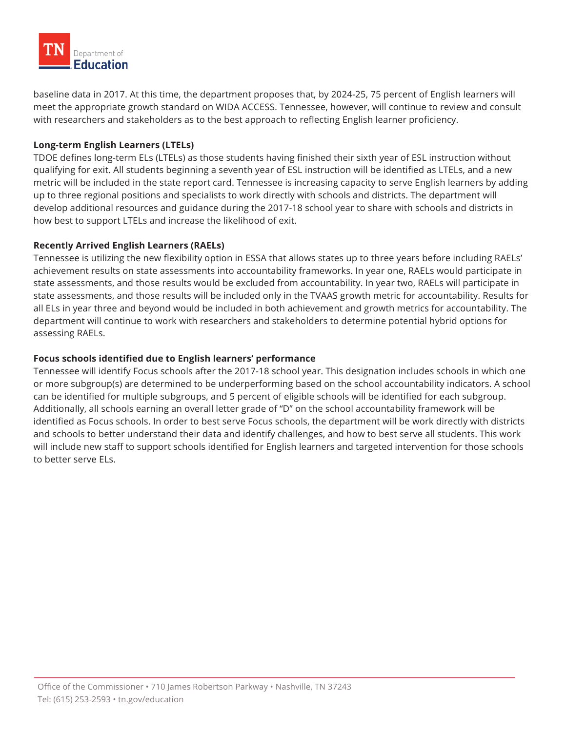baseline data in 2017. At this time, the department proposes that, by 2024-25, 75 percent of English learners will meet the appropriate growth standard on WIDA ACCESS. Tennessee, however, will continue to review and consult with researchers and stakeholders as to the best approach to reflecting English learner proficiency.

**Long-term English Learners (LTELs)**

TDOE defines long-term ELs (LTELs) as those students having finished their sixth year of ESL instruction without qualifying for exit. All students beginning a seventh year of ESL instruction will be identified as LTELs, and a new metric will be included in the state report card. Tennessee is increasing capacity to serve English learners by adding up to three regional positions and specialists to work directly with schools and districts. The department will develop additional resources and guidance during the 2017-18 school year to share with schools and districts in how best to support LTELs and increase the likelihood of exit.

**Recently Arrived English Learners (RAELs)**

Tennessee is utilizing the new flexibility option in ESSA that allows states up to three years before including RAELs' achievement results on state assessments into accountability frameworks. In year one, RAELs would participate in state assessments, and those results would be excluded from accountability. In year two, RAELs will participate in state assessments, and those results will be included only in the TVAAS growth metric for accountability. Results for all ELs in year three and beyond would be included in both achievement and growth metrics for accountability. The department will continue to work with researchers and stakeholders to determine potential hybrid options for assessing RAELs.

**Focus schools identified due to English learners' performance**

Tennessee will identify Focus schools after the 2017-18 school year. This designation includes schools in which one or more subgroup(s) are determined to be underperforming based on the school accountability indicators. A school can be identified for multiple subgroups, and 5 percent of eligible schools will be identified for each subgroup. Additionally, all schools earning an overall letter grade of "D" on the school accountability framework will be identified as Focus schools. In order to best serve Focus schools, the department will be work directly with districts and schools to better understand their data and identify challenges, and how to best serve all students. This work will include new staff to support schools identified for English learners and targeted intervention for those schools to better serve ELs.